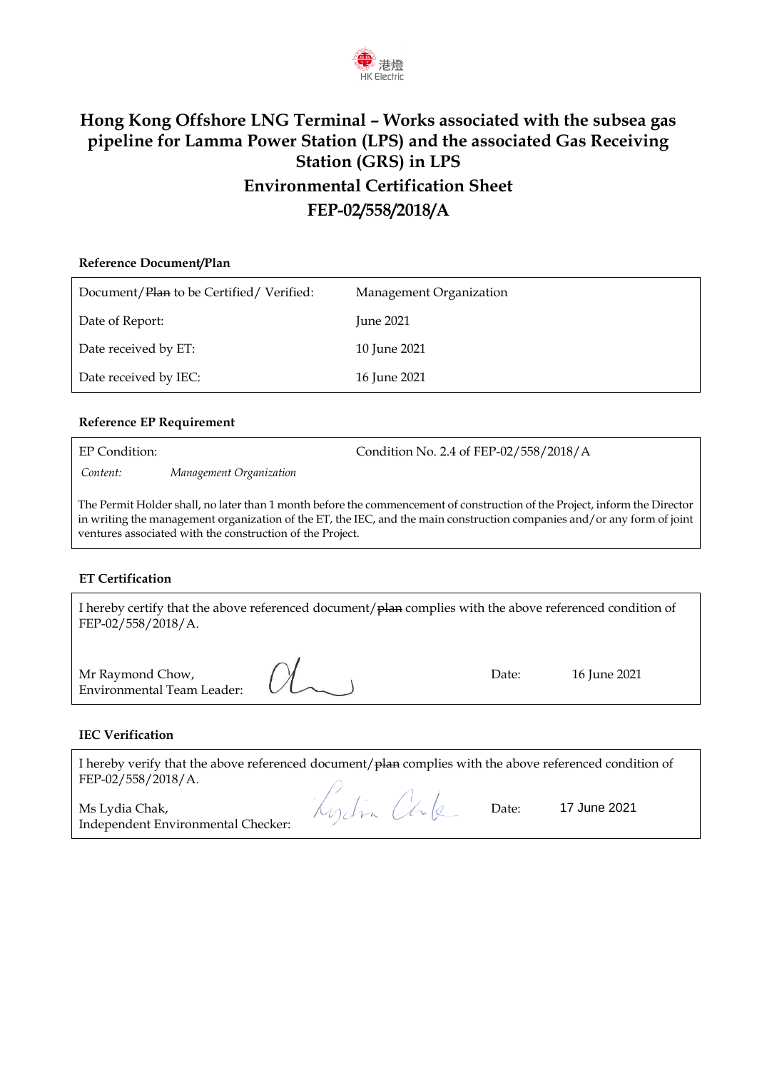港燈 HK Electric

# Hong Kong Offshore LNG Terminal – Works associated with the subsea gas pipeline for Lamma Power Station (LPS) and the associated Gas Receiving Station (GRS) in LPS

## Environmental Certification Sheet

## FEP-02/558/2018/A

**Reference Document/Plan**

| | |
|---|---|
| Document/~~Plan~~ to be Certified/ Verified: | Management Organization |
| Date of Report: | June 2021 |
| Date received by ET: | 10 June 2021 |
| Date received by IEC: | 16 June 2021 |

**Reference EP Requirement**

EP Condition: Condition No. 2.4 of FEP-02/558/2018/A

*Content:* *Management Organization*

The Permit Holder shall, no later than 1 month before the commencement of construction of the Project, inform the Director in writing the management organization of the ET, the IEC, and the main construction companies and/or any form of joint ventures associated with the construction of the Project.

**ET Certification**

I hereby certify that the above referenced document/~~plan~~ complies with the above referenced condition of FEP-02/558/2018/A.

Mr Raymond Chow,
Environmental Team Leader: [signature] Date: 16 June 2021

**IEC Verification**

I hereby verify that the above referenced document/~~plan~~ complies with the above referenced condition of FEP-02/558/2018/A.

Ms Lydia Chak,
Independent Environmental Checker: [signature] Date: 17 June 2021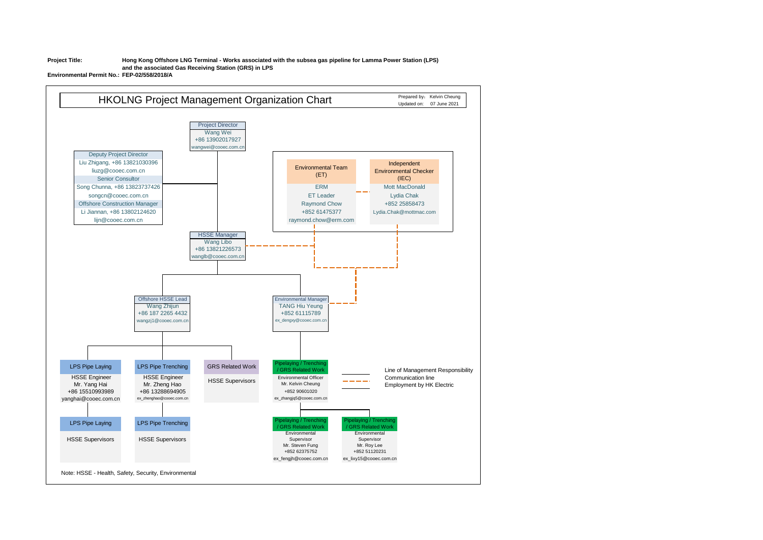**Project Title:** **Hong Kong Offshore LNG Terminal - Works associated with the subsea gas pipeline for Lamma Power Station (LPS) and the associated Gas Receiving Station (GRS) in LPS**

**Environmental Permit No.:** **FEP-02/558/2018/A**

# HKOLNG Project Management Organization Chart

Prepared by: Kelvin Cheung
Updated on: 07 June 2021

**Project Director**
Wang Wei
+86 13902017927
wangwei@cooec.com.cn

**Deputy Project Director**
Liu Zhigang, +86 13821030396
liuzg@cooec.com.cn

**Senior Consultor**
Song Chunna, +86 13823737426
songcn@cooec.com.cn

**Offshore Construction Manager**
Li Jiannan, +86 13802124620
lijn@cooec.com.cn

**Environmental Team (ET)**
ERM
ET Leader
Raymond Chow
+852 61475377
raymond.chow@erm.com

**Independent Environmental Checker (IEC)**
Mott MacDonald
Lydia Chak
+852 25858473
Lydia.Chak@mottmac.com

**HSSE Manager**
Wang Libo
+86 13821226573
wanglb@cooec.com.cn

**Offshore HSSE Lead**
Wang Zhijun
+86 187 2265 4432
wangzj1@cooec.com.cn

**Environmental Manager**
TANG Hiu Yeung
+852 61115789
ex_dengxy@cooec.com.cn

**LPS Pipe Laying**
HSSE Engineer
Mr. Yang Hai
+86 15510993989
yanghai@cooec.com.cn

**LPS Pipe Trenching**
HSSE Engineer
Mr. Zheng Hao
+86 13288694905
ex_zhenghao@cooec.com.cn

**GRS Related Work**
HSSE Supervisors

**Pipelaying / Trenching / GRS Related Work**
Environmental Officer
Mr. Kelvin Cheung
+852 90601020
ex_zhangjq5@cooec.com.cn

**LPS Pipe Laying**
HSSE Supervisors

**LPS Pipe Trenching**
HSSE Supervisors

**Pipelaying / Trenching / GRS Related Work**
Environmental Supervisor
Mr. Steven Fung
+852 62375752
ex_fengjh@cooec.com.cn

**Pipelaying / Trenching / GRS Related Work**
Environmental Supervisor
Mr. Roy Lee
+852 51120231
ex_lixy15@cooec.com.cn

Legend:
Line of Management Responsibility
Communication line
Employment by HK Electric

Note: HSSE - Health, Safety, Security, Environmental